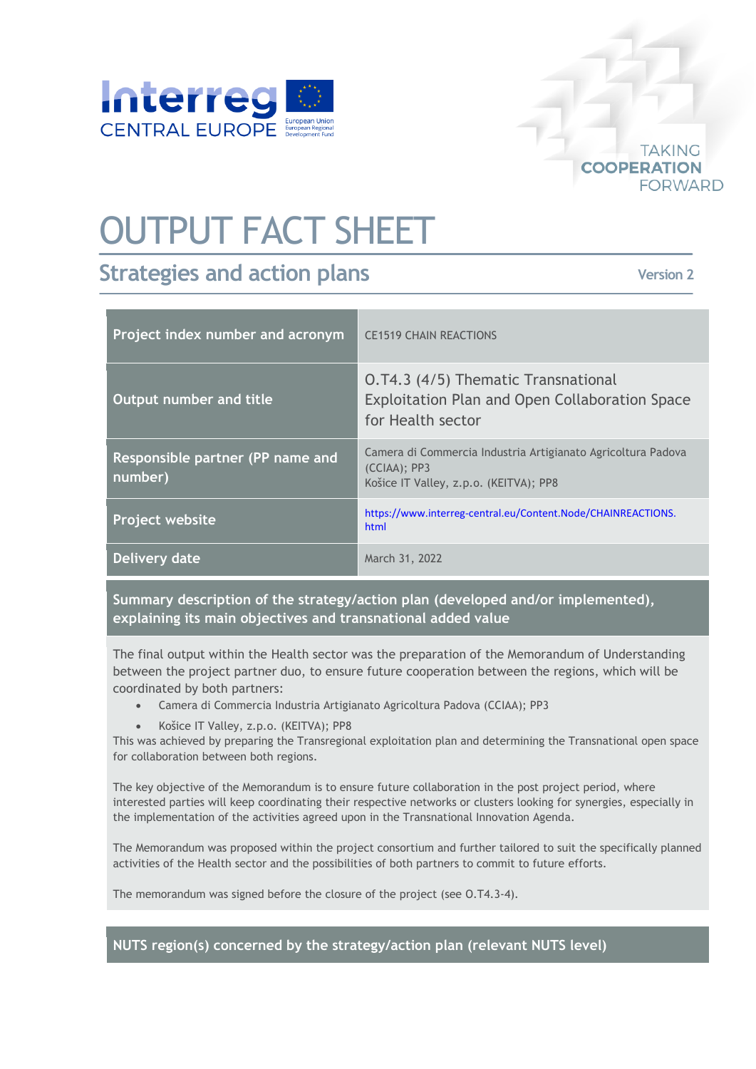# OUTPUT FACT SHEET

## Strategies and action plans

Version 2

| Project index number and acronym | CE1519 CHAIN REACTIONS |
|---|---|
| Output number and title | O.T4.3 (4/5) Thematic Transnational Exploitation Plan and Open Collaboration Space for Health sector |
| Responsible partner (PP name and number) | Camera di Commercia Industria Artigianato Agricoltura Padova (CCIAA); PP3<br>Košice IT Valley, z.p.o. (KEITVA); PP8 |
| Project website | https://www.interreg-central.eu/Content.Node/CHAINREACTIONS.html |
| Delivery date | March 31, 2022 |

### Summary description of the strategy/action plan (developed and/or implemented), explaining its main objectives and transnational added value

The final output within the Health sector was the preparation of the Memorandum of Understanding between the project partner duo, to ensure future cooperation between the regions, which will be coordinated by both partners:

- Camera di Commercia Industria Artigianato Agricoltura Padova (CCIAA); PP3
- Košice IT Valley, z.p.o. (KEITVA); PP8

This was achieved by preparing the Transregional exploitation plan and determining the Transnational open space for collaboration between both regions.

The key objective of the Memorandum is to ensure future collaboration in the post project period, where interested parties will keep coordinating their respective networks or clusters looking for synergies, especially in the implementation of the activities agreed upon in the Transnational Innovation Agenda.

The Memorandum was proposed within the project consortium and further tailored to suit the specifically planned activities of the Health sector and the possibilities of both partners to commit to future efforts.

The memorandum was signed before the closure of the project (see O.T4.3-4).

### NUTS region(s) concerned by the strategy/action plan (relevant NUTS level)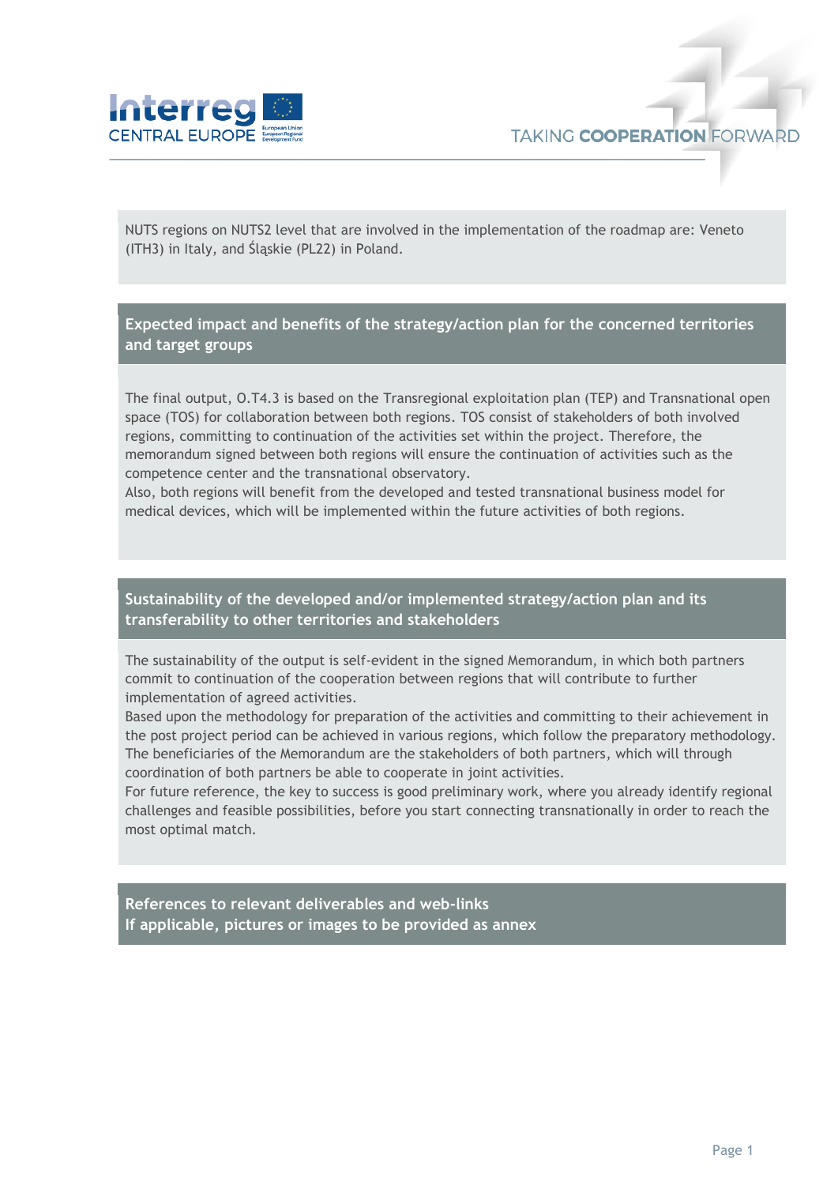NUTS regions on NUTS2 level that are involved in the implementation of the roadmap are: Veneto (ITH3) in Italy, and Śląskie (PL22) in Poland.

## Expected impact and benefits of the strategy/action plan for the concerned territories and target groups

The final output, O.T4.3 is based on the Transregional exploitation plan (TEP) and Transnational open space (TOS) for collaboration between both regions. TOS consist of stakeholders of both involved regions, committing to continuation of the activities set within the project. Therefore, the memorandum signed between both regions will ensure the continuation of activities such as the competence center and the transnational observatory.

Also, both regions will benefit from the developed and tested transnational business model for medical devices, which will be implemented within the future activities of both regions.

## Sustainability of the developed and/or implemented strategy/action plan and its transferability to other territories and stakeholders

The sustainability of the output is self-evident in the signed Memorandum, in which both partners commit to continuation of the cooperation between regions that will contribute to further implementation of agreed activities.

Based upon the methodology for preparation of the activities and committing to their achievement in the post project period can be achieved in various regions, which follow the preparatory methodology. The beneficiaries of the Memorandum are the stakeholders of both partners, which will through coordination of both partners be able to cooperate in joint activities.

For future reference, the key to success is good preliminary work, where you already identify regional challenges and feasible possibilities, before you start connecting transnationally in order to reach the most optimal match.

## References to relevant deliverables and web-links
## If applicable, pictures or images to be provided as annex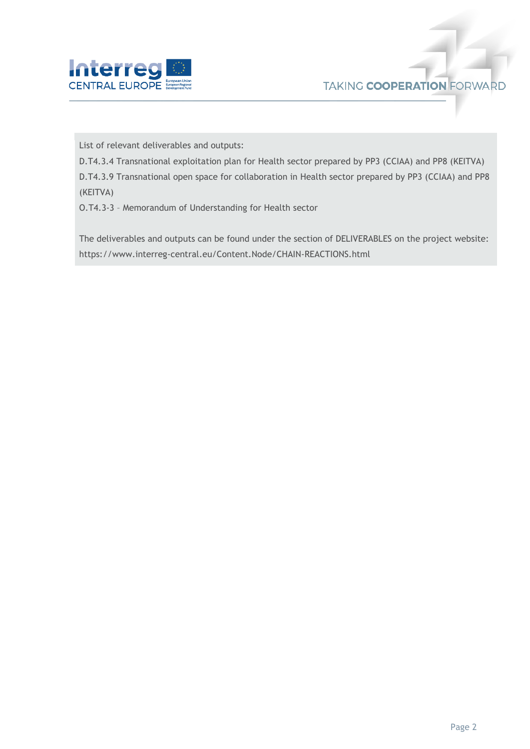List of relevant deliverables and outputs:

D.T4.3.4 Transnational exploitation plan for Health sector prepared by PP3 (CCIAA) and PP8 (KEITVA)

D.T4.3.9 Transnational open space for collaboration in Health sector prepared by PP3 (CCIAA) and PP8 (KEITVA)

O.T4.3-3 – Memorandum of Understanding for Health sector

The deliverables and outputs can be found under the section of DELIVERABLES on the project website: https://www.interreg-central.eu/Content.Node/CHAIN-REACTIONS.html